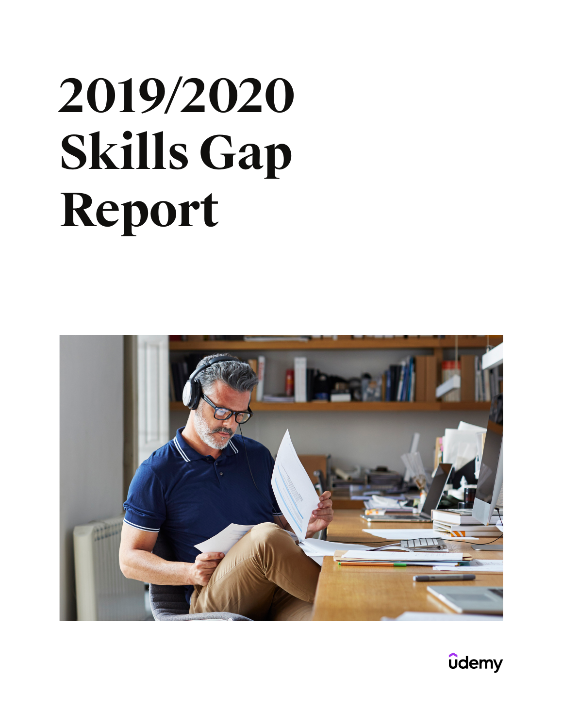# 2019/2020 Skills Gap Report

udemy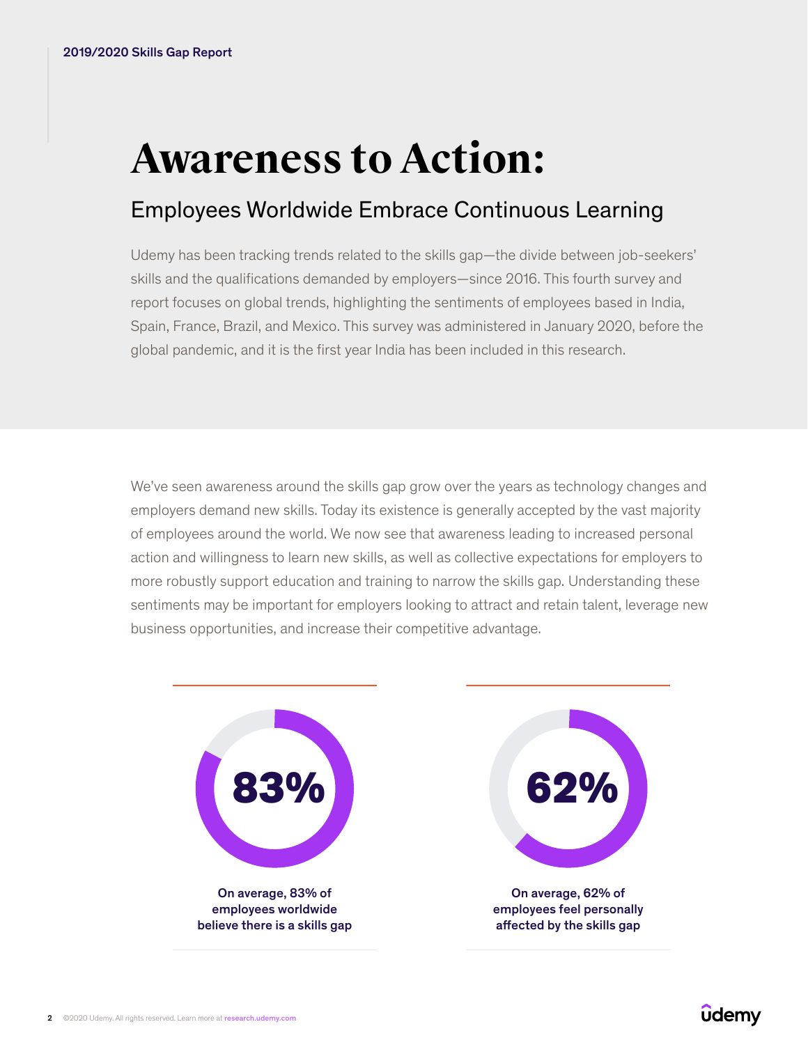# Awareness to Action:

## Employees Worldwide Embrace Continuous Learning

Udemy has been tracking trends related to the skills gap—the divide between job-seekers' skills and the qualifications demanded by employers—since 2016. This fourth survey and report focuses on global trends, highlighting the sentiments of employees based in India, Spain, France, Brazil, and Mexico. This survey was administered in January 2020, before the global pandemic, and it is the first year India has been included in this research.

We've seen awareness around the skills gap grow over the years as technology changes and employers demand new skills. Today its existence is generally accepted by the vast majority of employees around the world. We now see that awareness leading to increased personal action and willingness to learn new skills, as well as collective expectations for employers to more robustly support education and training to narrow the skills gap. Understanding these sentiments may be important for employers looking to attract and retain talent, leverage new business opportunities, and increase their competitive advantage.

**83%**

**On average, 83% of employees worldwide believe there is a skills gap**

**62%**

**On average, 62% of employees feel personally affected by the skills gap**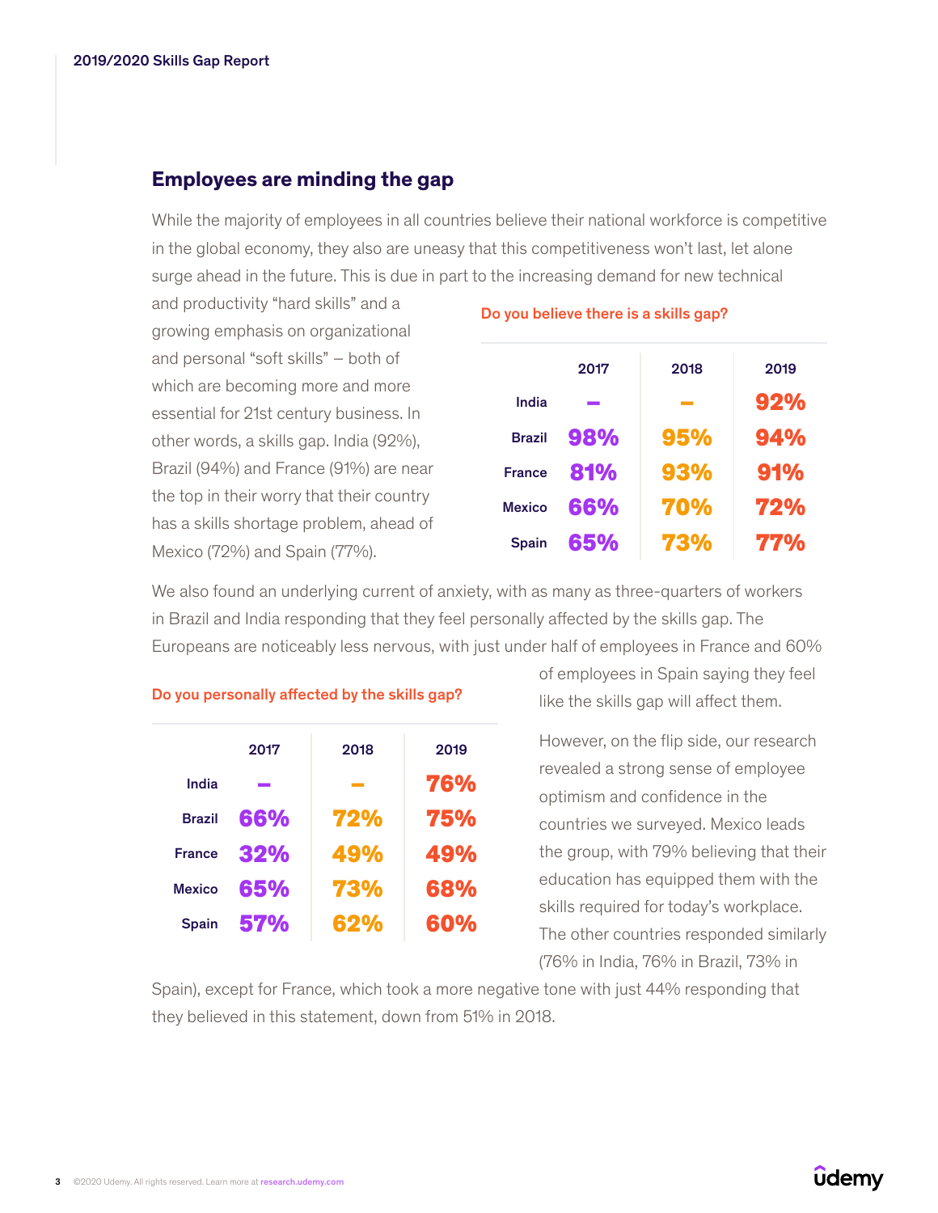## Employees are minding the gap

While the majority of employees in all countries believe their national workforce is competitive in the global economy, they also are uneasy that this competitiveness won't last, let alone surge ahead in the future. This is due in part to the increasing demand for new technical and productivity "hard skills" and a growing emphasis on organizational and personal "soft skills" – both of which are becoming more and more essential for 21st century business. In other words, a skills gap. India (92%), Brazil (94%) and France (91%) are near the top in their worry that their country has a skills shortage problem, ahead of Mexico (72%) and Spain (77%).

**Do you believe there is a skills gap?**

| | 2017 | 2018 | 2019 |
|---|---|---|---|
| India | – | – | 92% |
| Brazil | 98% | 95% | 94% |
| France | 81% | 93% | 91% |
| Mexico | 66% | 70% | 72% |
| Spain | 65% | 73% | 77% |

We also found an underlying current of anxiety, with as many as three-quarters of workers in Brazil and India responding that they feel personally affected by the skills gap. The Europeans are noticeably less nervous, with just under half of employees in France and 60% of employees in Spain saying they feel like the skills gap will affect them.

**Do you personally affected by the skills gap?**

| | 2017 | 2018 | 2019 |
|---|---|---|---|
| India | – | – | 76% |
| Brazil | 66% | 72% | 75% |
| France | 32% | 49% | 49% |
| Mexico | 65% | 73% | 68% |
| Spain | 57% | 62% | 60% |

However, on the flip side, our research revealed a strong sense of employee optimism and confidence in the countries we surveyed. Mexico leads the group, with 79% believing that their education has equipped them with the skills required for today's workplace. The other countries responded similarly (76% in India, 76% in Brazil, 73% in Spain), except for France, which took a more negative tone with just 44% responding that they believed in this statement, down from 51% in 2018.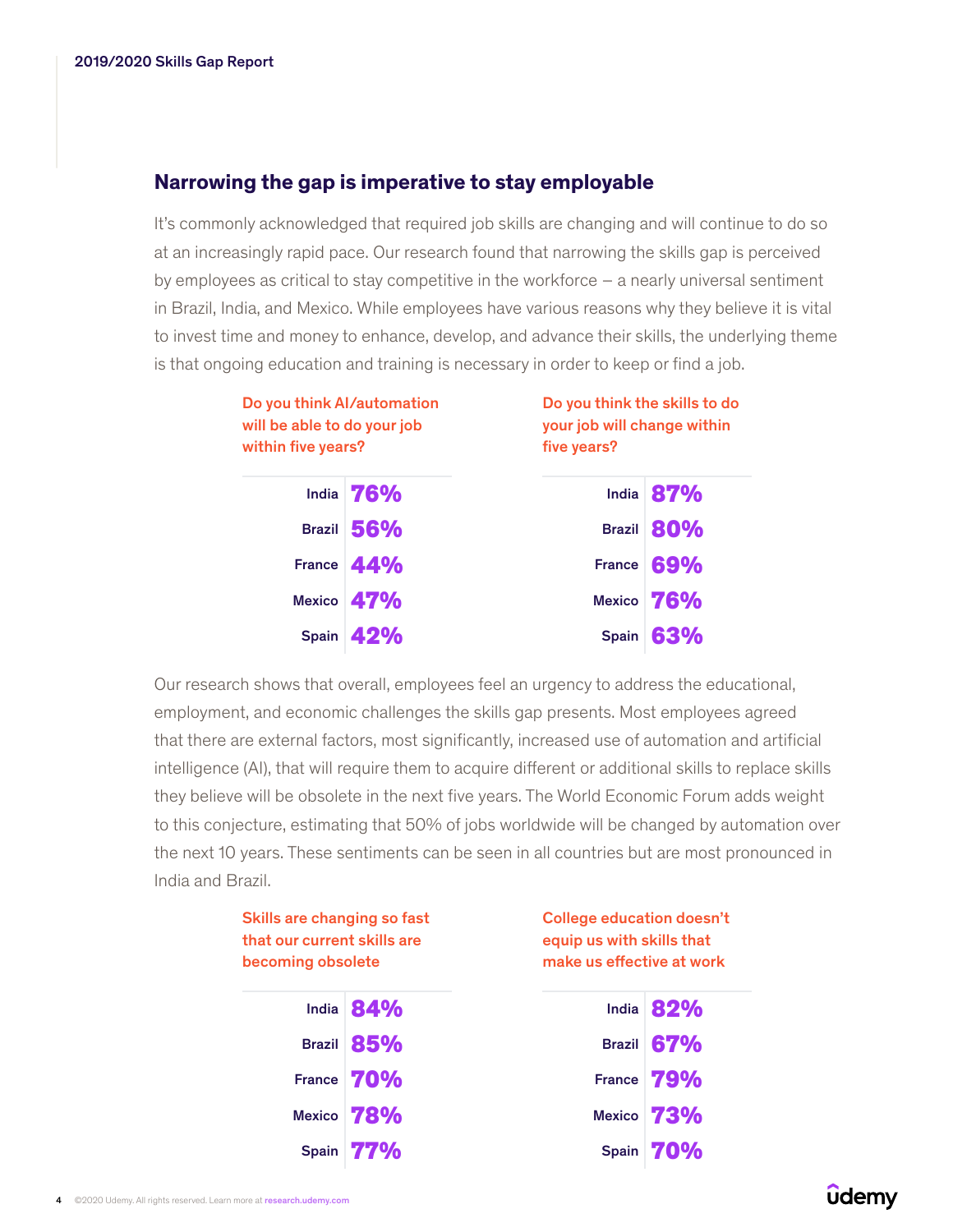## Narrowing the gap is imperative to stay employable

It's commonly acknowledged that required job skills are changing and will continue to do so at an increasingly rapid pace. Our research found that narrowing the skills gap is perceived by employees as critical to stay competitive in the workforce – a nearly universal sentiment in Brazil, India, and Mexico. While employees have various reasons why they believe it is vital to invest time and money to enhance, develop, and advance their skills, the underlying theme is that ongoing education and training is necessary in order to keep or find a job.

| Do you think AI/automation will be able to do your job within five years? | |
|---|---|
| India | 76% |
| Brazil | 56% |
| France | 44% |
| Mexico | 47% |
| Spain | 42% |

| Do you think the skills to do your job will change within five years? | |
|---|---|
| India | 87% |
| Brazil | 80% |
| France | 69% |
| Mexico | 76% |
| Spain | 63% |

Our research shows that overall, employees feel an urgency to address the educational, employment, and economic challenges the skills gap presents. Most employees agreed that there are external factors, most significantly, increased use of automation and artificial intelligence (AI), that will require them to acquire different or additional skills to replace skills they believe will be obsolete in the next five years. The World Economic Forum adds weight to this conjecture, estimating that 50% of jobs worldwide will be changed by automation over the next 10 years. These sentiments can be seen in all countries but are most pronounced in India and Brazil.

| Skills are changing so fast that our current skills are becoming obsolete | |
|---|---|
| India | 84% |
| Brazil | 85% |
| France | 70% |
| Mexico | 78% |
| Spain | 77% |

| College education doesn't equip us with skills that make us effective at work | |
|---|---|
| India | 82% |
| Brazil | 67% |
| France | 79% |
| Mexico | 73% |
| Spain | 70% |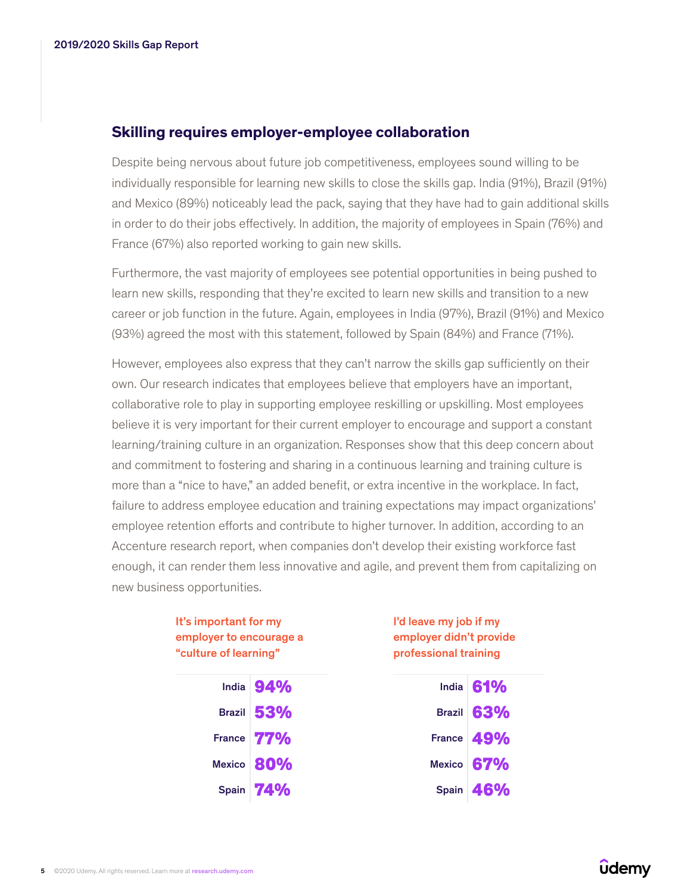## Skilling requires employer-employee collaboration

Despite being nervous about future job competitiveness, employees sound willing to be individually responsible for learning new skills to close the skills gap. India (91%), Brazil (91%) and Mexico (89%) noticeably lead the pack, saying that they have had to gain additional skills in order to do their jobs effectively. In addition, the majority of employees in Spain (76%) and France (67%) also reported working to gain new skills.

Furthermore, the vast majority of employees see potential opportunities in being pushed to learn new skills, responding that they're excited to learn new skills and transition to a new career or job function in the future. Again, employees in India (97%), Brazil (91%) and Mexico (93%) agreed the most with this statement, followed by Spain (84%) and France (71%).

However, employees also express that they can't narrow the skills gap sufficiently on their own. Our research indicates that employees believe that employers have an important, collaborative role to play in supporting employee reskilling or upskilling. Most employees believe it is very important for their current employer to encourage and support a constant learning/training culture in an organization. Responses show that this deep concern about and commitment to fostering and sharing in a continuous learning and training culture is more than a "nice to have," an added benefit, or extra incentive in the workplace. In fact, failure to address employee education and training expectations may impact organizations' employee retention efforts and contribute to higher turnover. In addition, according to an Accenture research report, when companies don't develop their existing workforce fast enough, it can render them less innovative and agile, and prevent them from capitalizing on new business opportunities.

**It's important for my employer to encourage a "culture of learning"**

| Country | % |
|---|---|
| India | 94% |
| Brazil | 53% |
| France | 77% |
| Mexico | 80% |
| Spain | 74% |

**I'd leave my job if my employer didn't provide professional training**

| Country | % |
|---|---|
| India | 61% |
| Brazil | 63% |
| France | 49% |
| Mexico | 67% |
| Spain | 46% |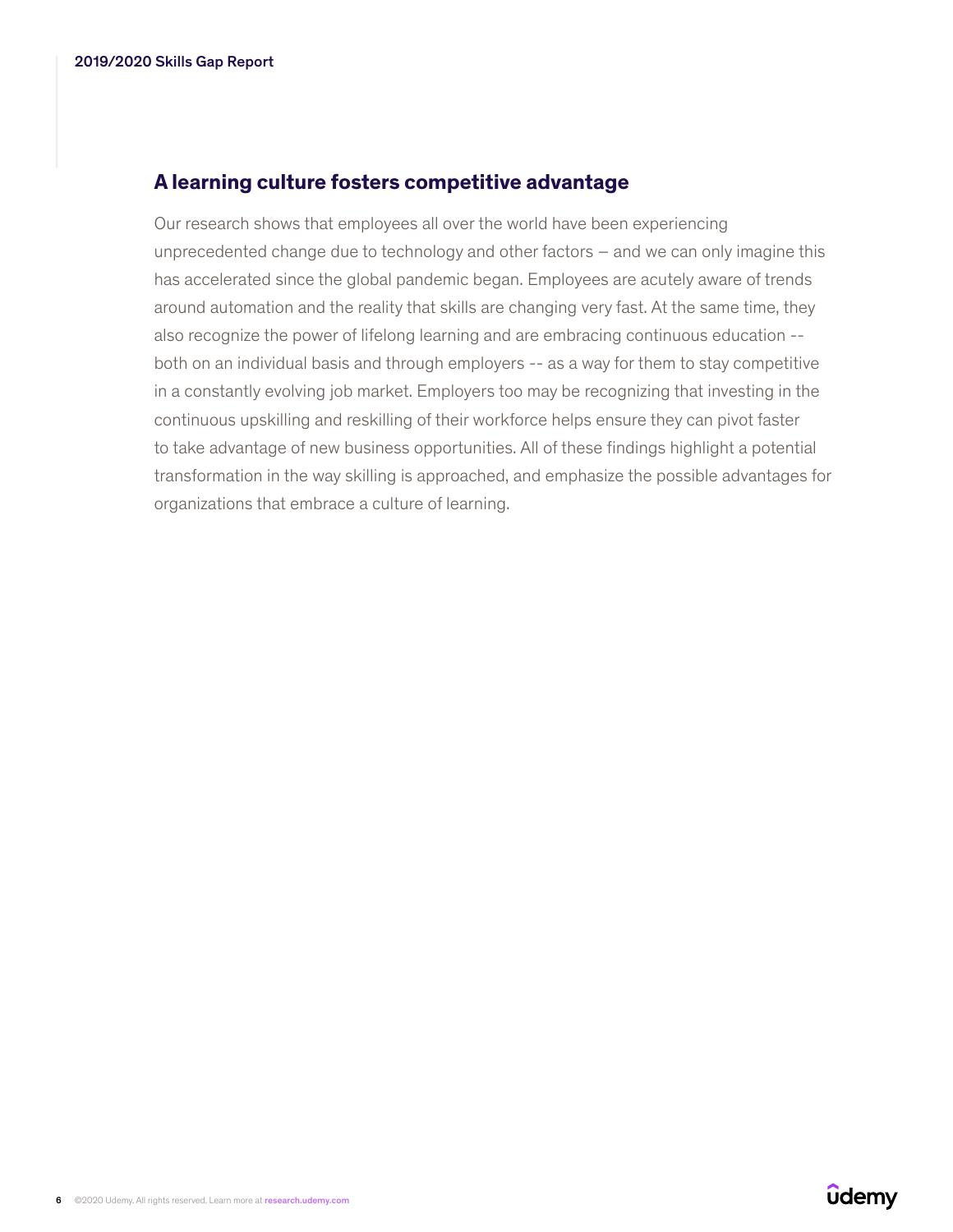## A learning culture fosters competitive advantage

Our research shows that employees all over the world have been experiencing unprecedented change due to technology and other factors – and we can only imagine this has accelerated since the global pandemic began. Employees are acutely aware of trends around automation and the reality that skills are changing very fast. At the same time, they also recognize the power of lifelong learning and are embracing continuous education -- both on an individual basis and through employers -- as a way for them to stay competitive in a constantly evolving job market. Employers too may be recognizing that investing in the continuous upskilling and reskilling of their workforce helps ensure they can pivot faster to take advantage of new business opportunities. All of these findings highlight a potential transformation in the way skilling is approached, and emphasize the possible advantages for organizations that embrace a culture of learning.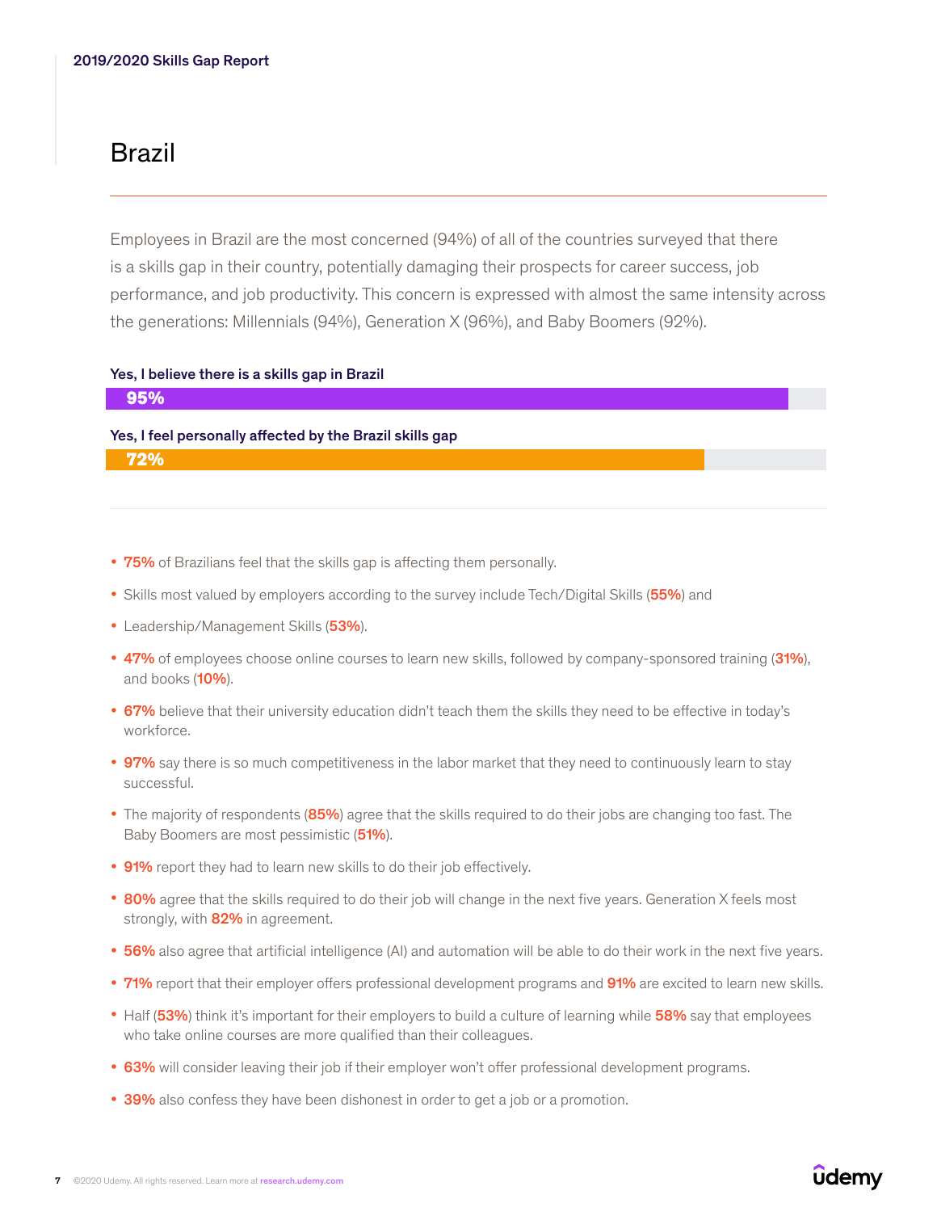# Brazil

Employees in Brazil are the most concerned (94%) of all of the countries surveyed that there is a skills gap in their country, potentially damaging their prospects for career success, job performance, and job productivity. This concern is expressed with almost the same intensity across the generations: Millennials (94%), Generation X (96%), and Baby Boomers (92%).

**Yes, I believe there is a skills gap in Brazil**

**95%**

**Yes, I feel personally affected by the Brazil skills gap**

**72%**

- **75%** of Brazilians feel that the skills gap is affecting them personally.
- Skills most valued by employers according to the survey include Tech/Digital Skills (**55%**) and
- Leadership/Management Skills (**53%**).
- **47%** of employees choose online courses to learn new skills, followed by company-sponsored training (**31%**), and books (**10%**).
- **67%** believe that their university education didn't teach them the skills they need to be effective in today's workforce.
- **97%** say there is so much competitiveness in the labor market that they need to continuously learn to stay successful.
- The majority of respondents (**85%**) agree that the skills required to do their jobs are changing too fast. The Baby Boomers are most pessimistic (**51%**).
- **91%** report they had to learn new skills to do their job effectively.
- **80%** agree that the skills required to do their job will change in the next five years. Generation X feels most strongly, with **82%** in agreement.
- **56%** also agree that artificial intelligence (AI) and automation will be able to do their work in the next five years.
- **71%** report that their employer offers professional development programs and **91%** are excited to learn new skills.
- Half (**53%**) think it's important for their employers to build a culture of learning while **58%** say that employees who take online courses are more qualified than their colleagues.
- **63%** will consider leaving their job if their employer won't offer professional development programs.
- **39%** also confess they have been dishonest in order to get a job or a promotion.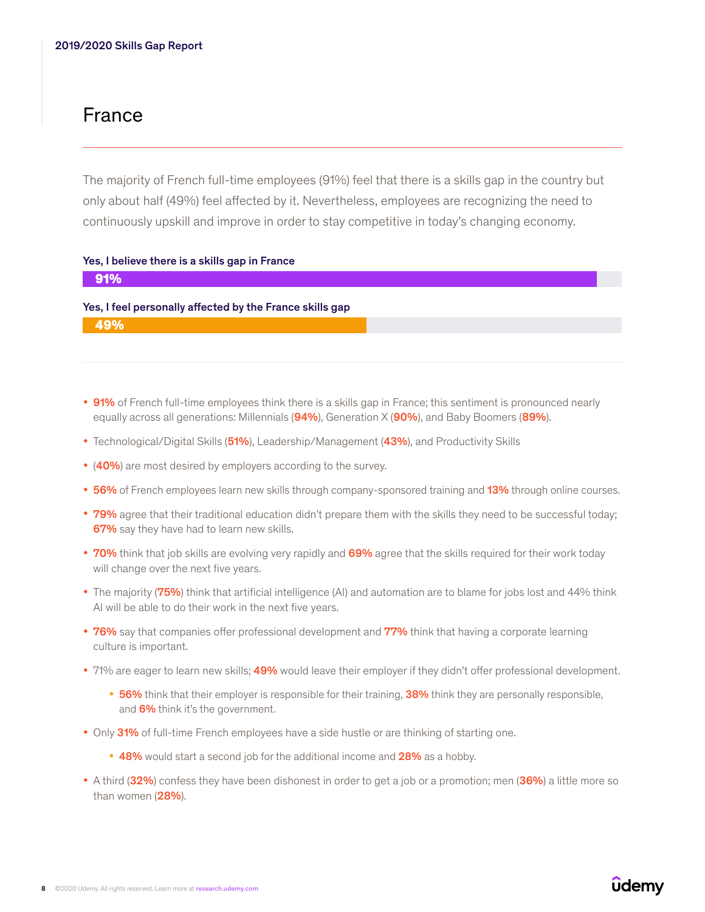# France

The majority of French full-time employees (91%) feel that there is a skills gap in the country but only about half (49%) feel affected by it. Nevertheless, employees are recognizing the need to continuously upskill and improve in order to stay competitive in today's changing economy.

**Yes, I believe there is a skills gap in France**

**91%**

**Yes, I feel personally affected by the France skills gap**

**49%**

- **91%** of French full-time employees think there is a skills gap in France; this sentiment is pronounced nearly equally across all generations: Millennials (**94%**), Generation X (**90%**), and Baby Boomers (**89%**).
- Technological/Digital Skills (**51%**), Leadership/Management (**43%**), and Productivity Skills
- (**40%**) are most desired by employers according to the survey.
- **56%** of French employees learn new skills through company-sponsored training and **13%** through online courses.
- **79%** agree that their traditional education didn't prepare them with the skills they need to be successful today; **67%** say they have had to learn new skills.
- **70%** think that job skills are evolving very rapidly and **69%** agree that the skills required for their work today will change over the next five years.
- The majority (**75%**) think that artificial intelligence (AI) and automation are to blame for jobs lost and 44% think AI will be able to do their work in the next five years.
- **76%** say that companies offer professional development and **77%** think that having a corporate learning culture is important.
- 71% are eager to learn new skills; **49%** would leave their employer if they didn't offer professional development.
  - **56%** think that their employer is responsible for their training, **38%** think they are personally responsible, and **6%** think it's the government.
- Only **31%** of full-time French employees have a side hustle or are thinking of starting one.
  - **48%** would start a second job for the additional income and **28%** as a hobby.
- A third (**32%**) confess they have been dishonest in order to get a job or a promotion; men (**36%**) a little more so than women (**28%**).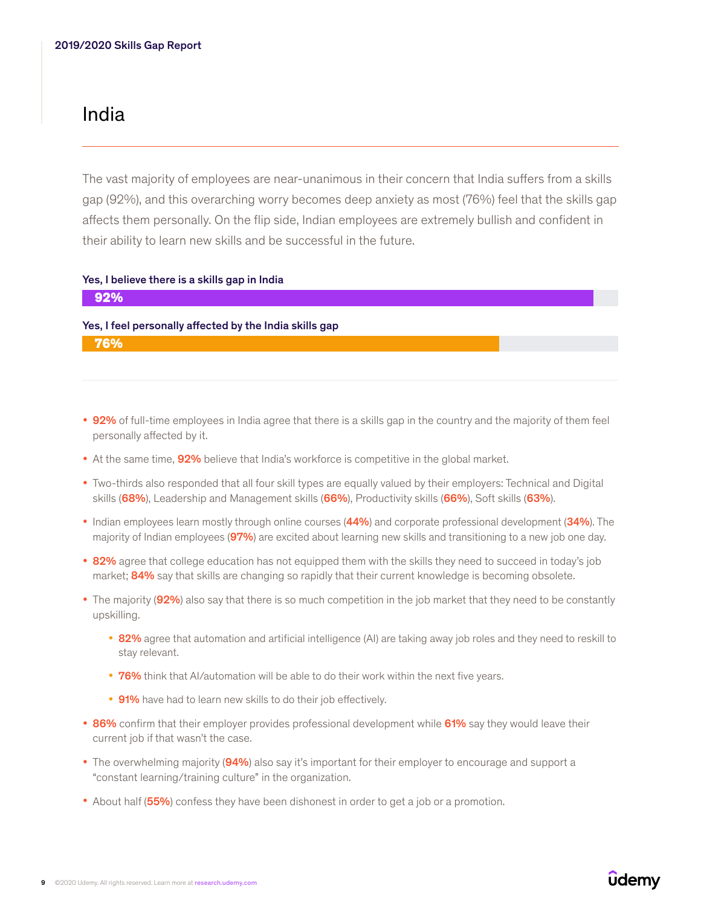# India

The vast majority of employees are near-unanimous in their concern that India suffers from a skills gap (92%), and this overarching worry becomes deep anxiety as most (76%) feel that the skills gap affects them personally. On the flip side, Indian employees are extremely bullish and confident in their ability to learn new skills and be successful in the future.

**Yes, I believe there is a skills gap in India**

**92%**

**Yes, I feel personally affected by the India skills gap**

**76%**

- **92%** of full-time employees in India agree that there is a skills gap in the country and the majority of them feel personally affected by it.
- At the same time, **92%** believe that India's workforce is competitive in the global market.
- Two-thirds also responded that all four skill types are equally valued by their employers: Technical and Digital skills (**68%**), Leadership and Management skills (**66%**), Productivity skills (**66%**), Soft skills (**63%**).
- Indian employees learn mostly through online courses (**44%**) and corporate professional development (**34%**). The majority of Indian employees (**97%**) are excited about learning new skills and transitioning to a new job one day.
- **82%** agree that college education has not equipped them with the skills they need to succeed in today's job market; **84%** say that skills are changing so rapidly that their current knowledge is becoming obsolete.
- The majority (**92%**) also say that there is so much competition in the job market that they need to be constantly upskilling.
  - **82%** agree that automation and artificial intelligence (AI) are taking away job roles and they need to reskill to stay relevant.
  - **76%** think that AI/automation will be able to do their work within the next five years.
  - **91%** have had to learn new skills to do their job effectively.
- **86%** confirm that their employer provides professional development while **61%** say they would leave their current job if that wasn't the case.
- The overwhelming majority (**94%**) also say it's important for their employer to encourage and support a "constant learning/training culture" in the organization.
- About half (**55%**) confess they have been dishonest in order to get a job or a promotion.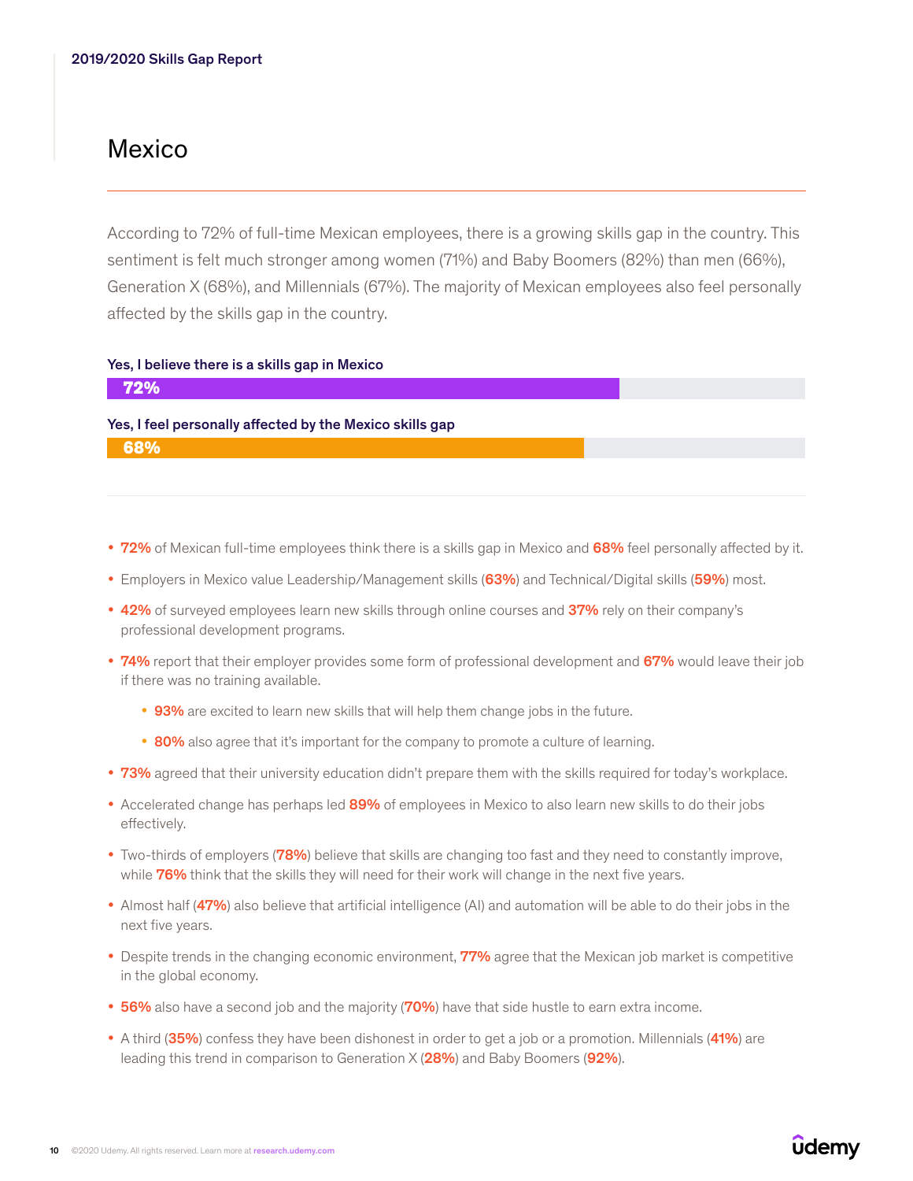# Mexico

According to 72% of full-time Mexican employees, there is a growing skills gap in the country. This sentiment is felt much stronger among women (71%) and Baby Boomers (82%) than men (66%), Generation X (68%), and Millennials (67%). The majority of Mexican employees also feel personally affected by the skills gap in the country.

**Yes, I believe there is a skills gap in Mexico**

**72%**

**Yes, I feel personally affected by the Mexico skills gap**

**68%**

- **72%** of Mexican full-time employees think there is a skills gap in Mexico and **68%** feel personally affected by it.
- Employers in Mexico value Leadership/Management skills (**63%**) and Technical/Digital skills (**59%**) most.
- **42%** of surveyed employees learn new skills through online courses and **37%** rely on their company's professional development programs.
- **74%** report that their employer provides some form of professional development and **67%** would leave their job if there was no training available.
  - **93%** are excited to learn new skills that will help them change jobs in the future.
  - **80%** also agree that it's important for the company to promote a culture of learning.
- **73%** agreed that their university education didn't prepare them with the skills required for today's workplace.
- Accelerated change has perhaps led **89%** of employees in Mexico to also learn new skills to do their jobs effectively.
- Two-thirds of employers (**78%**) believe that skills are changing too fast and they need to constantly improve, while **76%** think that the skills they will need for their work will change in the next five years.
- Almost half (**47%**) also believe that artificial intelligence (AI) and automation will be able to do their jobs in the next five years.
- Despite trends in the changing economic environment, **77%** agree that the Mexican job market is competitive in the global economy.
- **56%** also have a second job and the majority (**70%**) have that side hustle to earn extra income.
- A third (**35%**) confess they have been dishonest in order to get a job or a promotion. Millennials (**41%**) are leading this trend in comparison to Generation X (**28%**) and Baby Boomers (**92%**).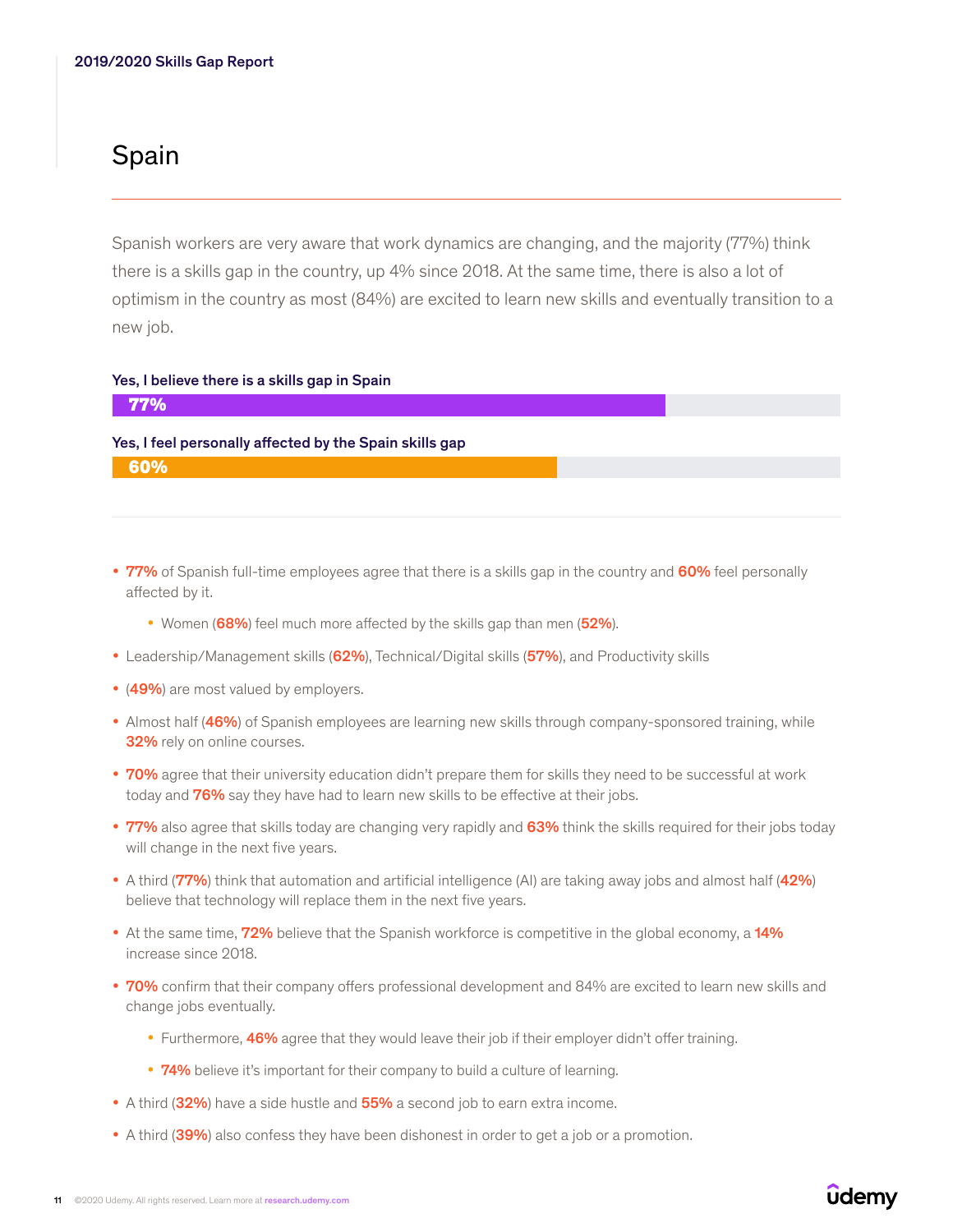# Spain

Spanish workers are very aware that work dynamics are changing, and the majority (77%) think there is a skills gap in the country, up 4% since 2018. At the same time, there is also a lot of optimism in the country as most (84%) are excited to learn new skills and eventually transition to a new job.

**Yes, I believe there is a skills gap in Spain**

**77%**

**Yes, I feel personally affected by the Spain skills gap**

**60%**

- **77%** of Spanish full-time employees agree that there is a skills gap in the country and **60%** feel personally affected by it.
    - Women (**68%**) feel much more affected by the skills gap than men (**52%**).
- Leadership/Management skills (**62%**), Technical/Digital skills (**57%**), and Productivity skills
- (**49%**) are most valued by employers.
- Almost half (**46%**) of Spanish employees are learning new skills through company-sponsored training, while **32%** rely on online courses.
- **70%** agree that their university education didn't prepare them for skills they need to be successful at work today and **76%** say they have had to learn new skills to be effective at their jobs.
- **77%** also agree that skills today are changing very rapidly and **63%** think the skills required for their jobs today will change in the next five years.
- A third (**77%**) think that automation and artificial intelligence (AI) are taking away jobs and almost half (**42%**) believe that technology will replace them in the next five years.
- At the same time, **72%** believe that the Spanish workforce is competitive in the global economy, a **14%** increase since 2018.
- **70%** confirm that their company offers professional development and 84% are excited to learn new skills and change jobs eventually.
    - Furthermore, **46%** agree that they would leave their job if their employer didn't offer training.
    - **74%** believe it's important for their company to build a culture of learning.
- A third (**32%**) have a side hustle and **55%** a second job to earn extra income.
- A third (**39%**) also confess they have been dishonest in order to get a job or a promotion.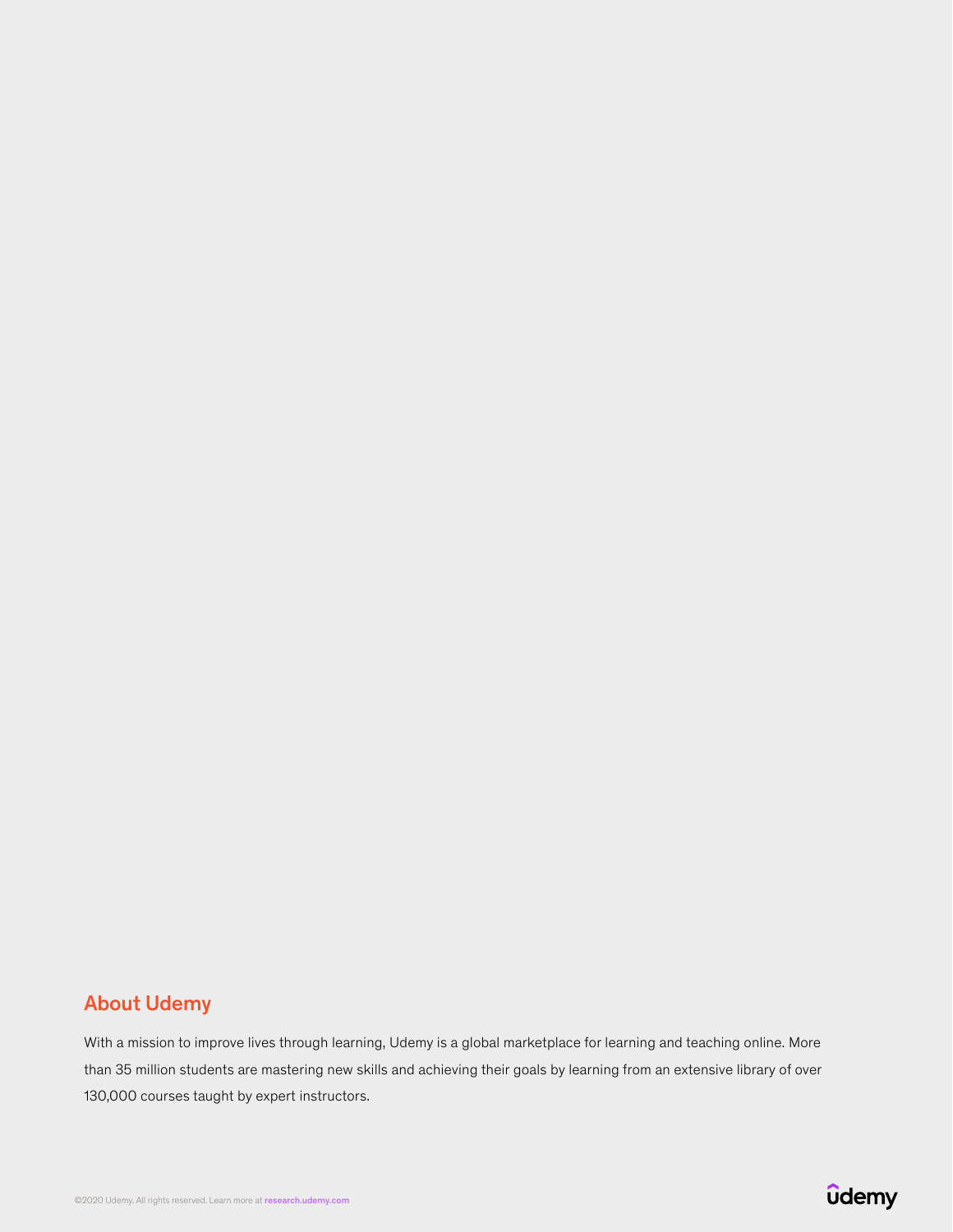## About Udemy

With a mission to improve lives through learning, Udemy is a global marketplace for learning and teaching online. More than 35 million students are mastering new skills and achieving their goals by learning from an extensive library of over 130,000 courses taught by expert instructors.

©2020 Udemy. All rights reserved. Learn more at research.udemy.com